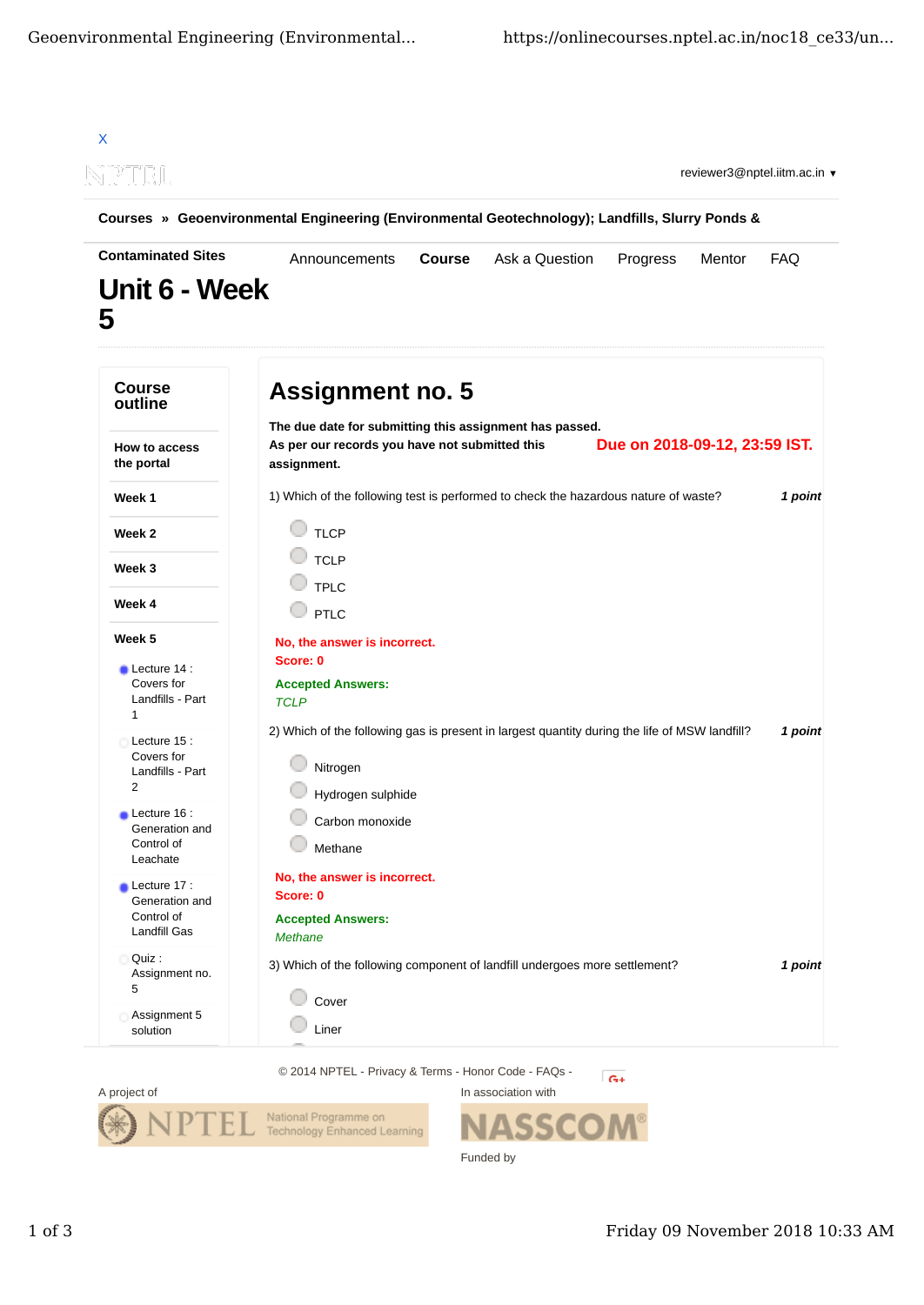X

reviewer3@nptel.iitm.ac.in ▼

**Courses » Geoenvironmental Engineering (Environmental Geotechnology); Landfills, Slurry Ponds & Contaminated Sites**

Announcements | **Course** | Ask a Question | Progress | Mentor | FAQ

# Unit 6 - Week 5

## Course outline

**How to access the portal**

**Week 1**

**Week 2**

**Week 3**

**Week 4**

**Week 5**

- Lecture 14 : Covers for Landfills - Part 1
- Lecture 15 : Covers for Landfills - Part 2
- Lecture 16 : Generation and Control of Leachate
- Lecture 17 : Generation and Control of Landfill Gas
- Quiz : Assignment no. 5
- Assignment 5 solution

## Assignment no. 5

**The due date for submitting this assignment has passed.**

**As per our records you have not submitted this assignment.**

**Due on 2018-09-12, 23:59 IST.**

1) Which of the following test is performed to check the hazardous nature of waste? ***1 point***

- TLCP
- TCLP
- TPLC
- PTLC

**No, the answer is incorrect.**
**Score: 0**

**Accepted Answers:**
*TCLP*

2) Which of the following gas is present in largest quantity during the life of MSW landfill? ***1 point***

- Nitrogen
- Hydrogen sulphide
- Carbon monoxide
- Methane

**No, the answer is incorrect.**
**Score: 0**

**Accepted Answers:**
*Methane*

3) Which of the following component of landfill undergoes more settlement? ***1 point***

- Cover
- Liner

© 2014 NPTEL - Privacy & Terms - Honor Code - FAQs -

A project of

In association with

Funded by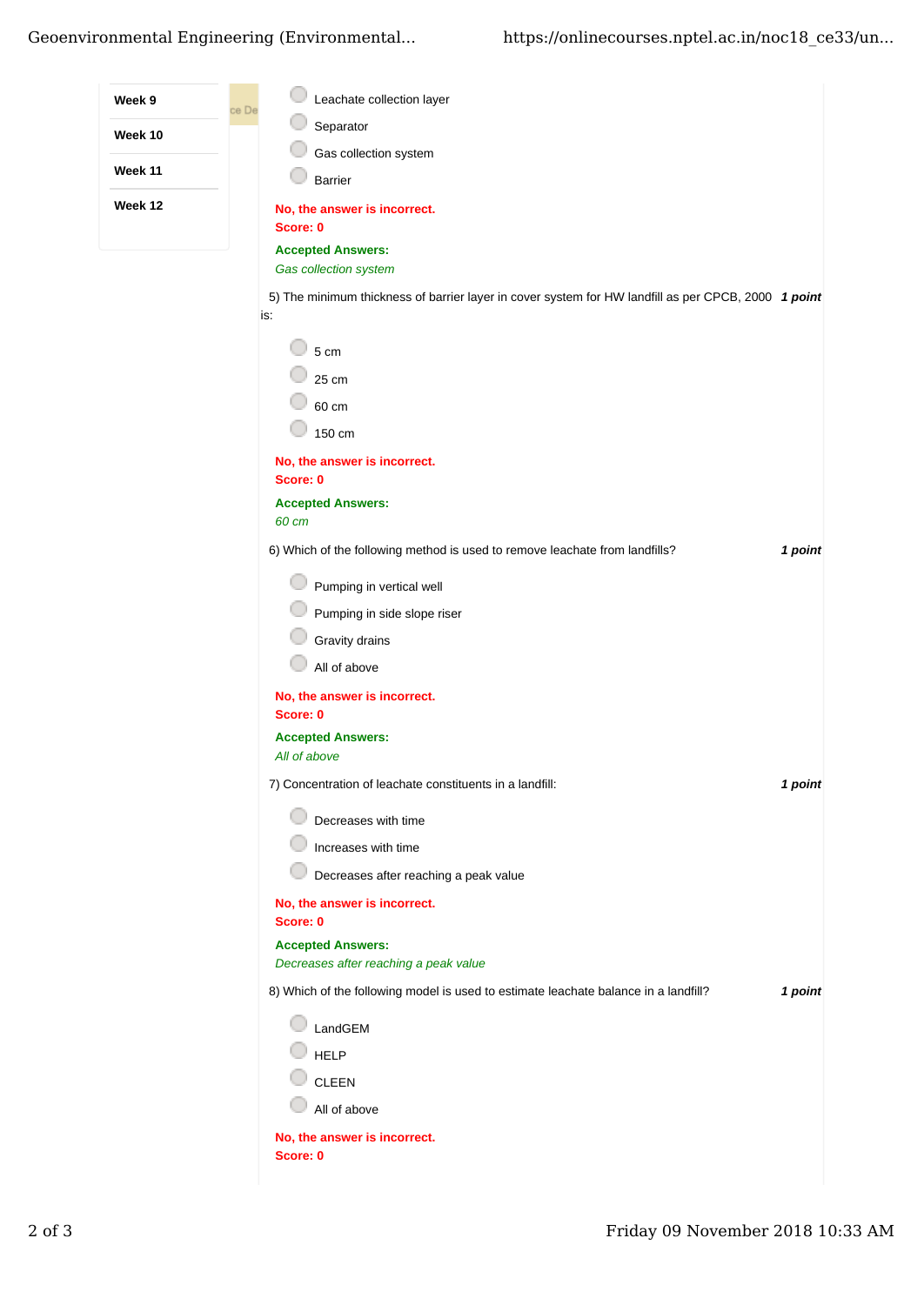- Leachate collection layer
- Separator
- Gas collection system
- Barrier

**No, the answer is incorrect.**
**Score: 0**

**Accepted Answers:**
*Gas collection system*

5) The minimum thickness of barrier layer in cover system for HW landfill as per CPCB, 2000 is: ***1 point***

- 5 cm
- 25 cm
- 60 cm
- 150 cm

**No, the answer is incorrect.**
**Score: 0**

**Accepted Answers:**
*60 cm*

6) Which of the following method is used to remove leachate from landfills? ***1 point***

- Pumping in vertical well
- Pumping in side slope riser
- Gravity drains
- All of above

**No, the answer is incorrect.**
**Score: 0**

**Accepted Answers:**
*All of above*

7) Concentration of leachate constituents in a landfill: ***1 point***

- Decreases with time
- Increases with time
- Decreases after reaching a peak value

**No, the answer is incorrect.**
**Score: 0**

**Accepted Answers:**
*Decreases after reaching a peak value*

8) Which of the following model is used to estimate leachate balance in a landfill? ***1 point***

- LandGEM
- HELP
- CLEEN
- All of above

**No, the answer is incorrect.**
**Score: 0**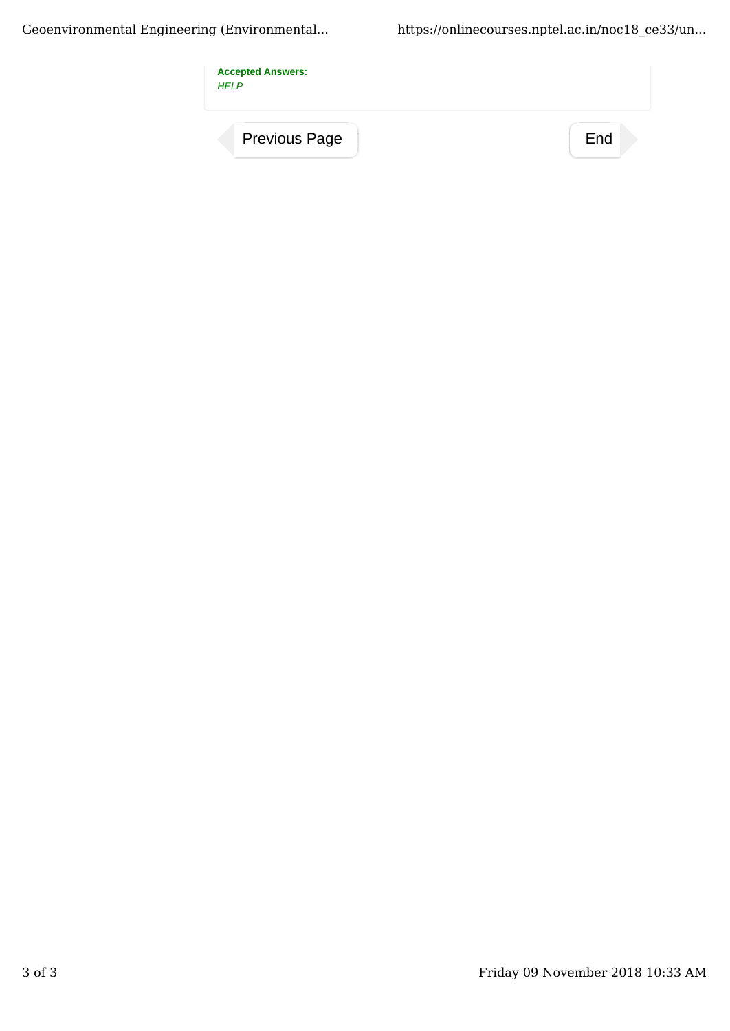**Accepted Answers:**
*HELP*

Previous Page

End